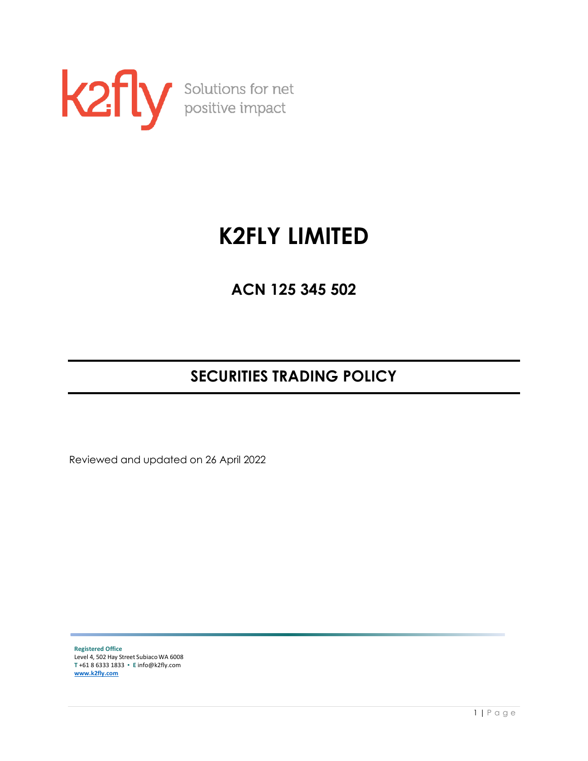k2fly Solutions for net positive impact

# K2FLY LIMITED

## ACN 125 345 502

## SECURITIES TRADING POLICY

Reviewed and updated on 26 April 2022

**Registered Office**
Level 4, 502 Hay Street Subiaco WA 6008
**T** +61 8 6333 1833 ▪ **E** info@k2fly.com
**www.k2fly.com**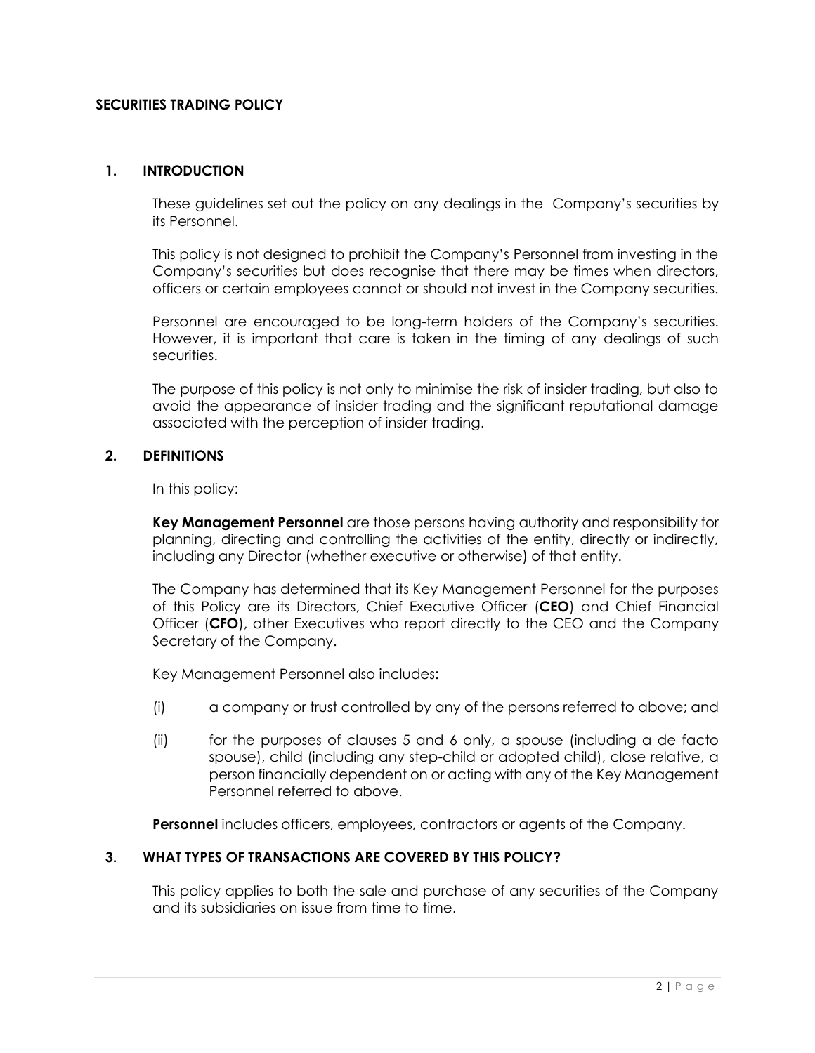# SECURITIES TRADING POLICY

## 1. INTRODUCTION

These guidelines set out the policy on any dealings in the Company's securities by its Personnel.

This policy is not designed to prohibit the Company's Personnel from investing in the Company's securities but does recognise that there may be times when directors, officers or certain employees cannot or should not invest in the Company securities.

Personnel are encouraged to be long-term holders of the Company's securities. However, it is important that care is taken in the timing of any dealings of such securities.

The purpose of this policy is not only to minimise the risk of insider trading, but also to avoid the appearance of insider trading and the significant reputational damage associated with the perception of insider trading.

## 2. DEFINITIONS

In this policy:

**Key Management Personnel** are those persons having authority and responsibility for planning, directing and controlling the activities of the entity, directly or indirectly, including any Director (whether executive or otherwise) of that entity.

The Company has determined that its Key Management Personnel for the purposes of this Policy are its Directors, Chief Executive Officer (**CEO**) and Chief Financial Officer (**CFO**), other Executives who report directly to the CEO and the Company Secretary of the Company.

Key Management Personnel also includes:

(i) a company or trust controlled by any of the persons referred to above; and

(ii) for the purposes of clauses 5 and 6 only, a spouse (including a de facto spouse), child (including any step-child or adopted child), close relative, a person financially dependent on or acting with any of the Key Management Personnel referred to above.

**Personnel** includes officers, employees, contractors or agents of the Company.

## 3. WHAT TYPES OF TRANSACTIONS ARE COVERED BY THIS POLICY?

This policy applies to both the sale and purchase of any securities of the Company and its subsidiaries on issue from time to time.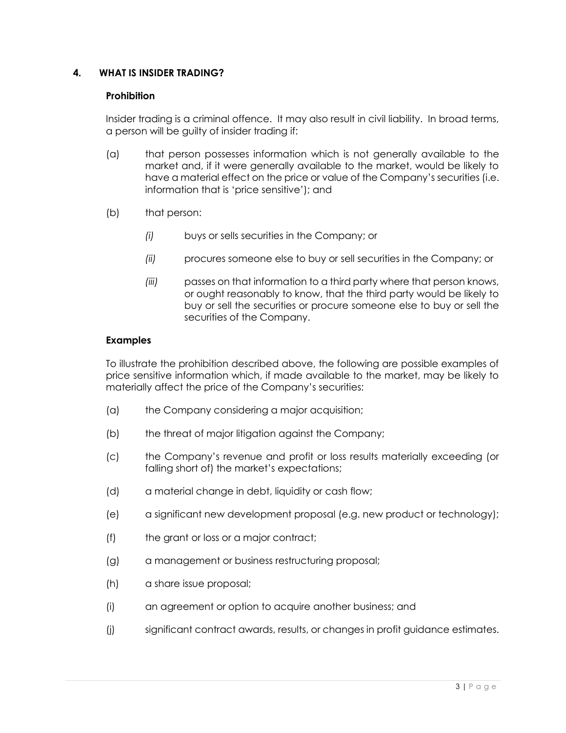## 4. WHAT IS INSIDER TRADING?

### Prohibition

Insider trading is a criminal offence. It may also result in civil liability. In broad terms, a person will be guilty of insider trading if:

(a) that person possesses information which is not generally available to the market and, if it were generally available to the market, would be likely to have a material effect on the price or value of the Company's securities (i.e. information that is 'price sensitive'); and

(b) that person:

*(i)* buys or sells securities in the Company; or

*(ii)* procures someone else to buy or sell securities in the Company; or

*(iii)* passes on that information to a third party where that person knows, or ought reasonably to know, that the third party would be likely to buy or sell the securities or procure someone else to buy or sell the securities of the Company.

### Examples

To illustrate the prohibition described above, the following are possible examples of price sensitive information which, if made available to the market, may be likely to materially affect the price of the Company's securities:

(a) the Company considering a major acquisition;

(b) the threat of major litigation against the Company;

(c) the Company's revenue and profit or loss results materially exceeding (or falling short of) the market's expectations;

(d) a material change in debt, liquidity or cash flow;

(e) a significant new development proposal (e.g. new product or technology);

(f) the grant or loss or a major contract;

(g) a management or business restructuring proposal;

(h) a share issue proposal;

(i) an agreement or option to acquire another business; and

(j) significant contract awards, results, or changes in profit guidance estimates.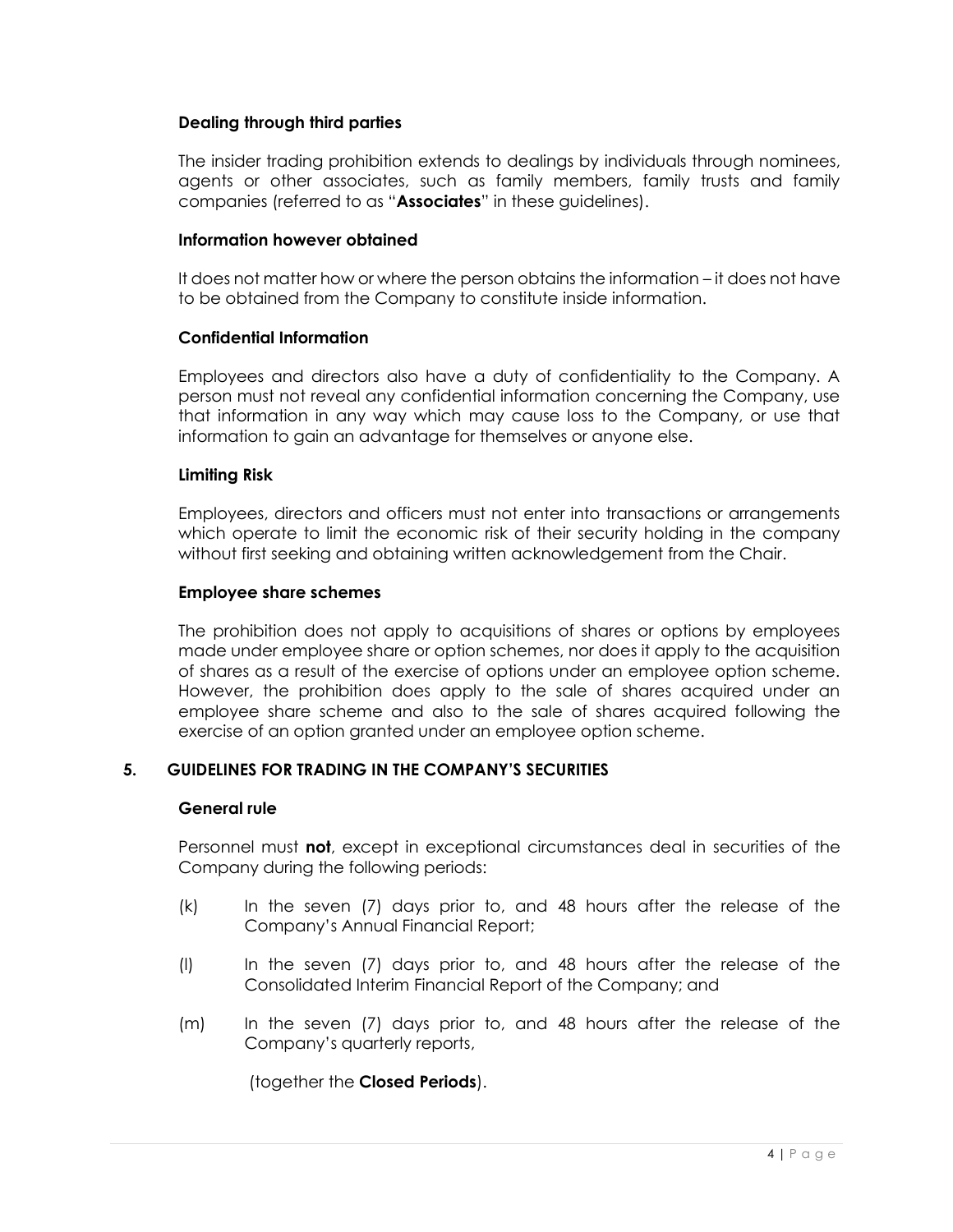**Dealing through third parties**

The insider trading prohibition extends to dealings by individuals through nominees, agents or other associates, such as family members, family trusts and family companies (referred to as "**Associates**" in these guidelines).

**Information however obtained**

It does not matter how or where the person obtains the information – it does not have to be obtained from the Company to constitute inside information.

**Confidential Information**

Employees and directors also have a duty of confidentiality to the Company. A person must not reveal any confidential information concerning the Company, use that information in any way which may cause loss to the Company, or use that information to gain an advantage for themselves or anyone else.

**Limiting Risk**

Employees, directors and officers must not enter into transactions or arrangements which operate to limit the economic risk of their security holding in the company without first seeking and obtaining written acknowledgement from the Chair.

**Employee share schemes**

The prohibition does not apply to acquisitions of shares or options by employees made under employee share or option schemes, nor does it apply to the acquisition of shares as a result of the exercise of options under an employee option scheme. However, the prohibition does apply to the sale of shares acquired under an employee share scheme and also to the sale of shares acquired following the exercise of an option granted under an employee option scheme.

## 5. GUIDELINES FOR TRADING IN THE COMPANY'S SECURITIES

**General rule**

Personnel must **not**, except in exceptional circumstances deal in securities of the Company during the following periods:

(k) In the seven (7) days prior to, and 48 hours after the release of the Company's Annual Financial Report;

(l) In the seven (7) days prior to, and 48 hours after the release of the Consolidated Interim Financial Report of the Company; and

(m) In the seven (7) days prior to, and 48 hours after the release of the Company's quarterly reports,

(together the **Closed Periods**).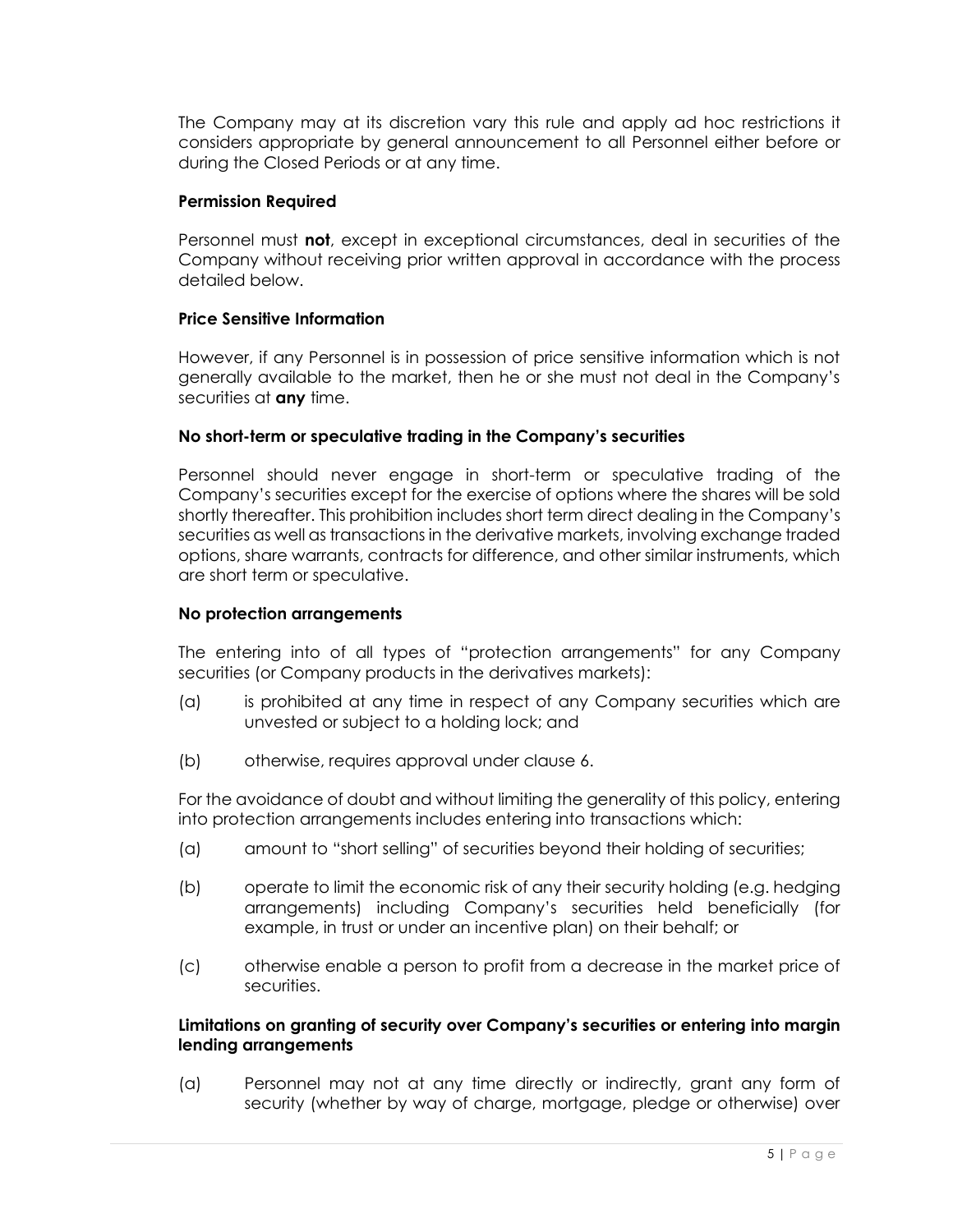The Company may at its discretion vary this rule and apply ad hoc restrictions it considers appropriate by general announcement to all Personnel either before or during the Closed Periods or at any time.

**Permission Required**

Personnel must **not**, except in exceptional circumstances, deal in securities of the Company without receiving prior written approval in accordance with the process detailed below.

**Price Sensitive Information**

However, if any Personnel is in possession of price sensitive information which is not generally available to the market, then he or she must not deal in the Company's securities at **any** time.

**No short-term or speculative trading in the Company's securities**

Personnel should never engage in short-term or speculative trading of the Company's securities except for the exercise of options where the shares will be sold shortly thereafter. This prohibition includes short term direct dealing in the Company's securities as well as transactions in the derivative markets, involving exchange traded options, share warrants, contracts for difference, and other similar instruments, which are short term or speculative.

**No protection arrangements**

The entering into of all types of "protection arrangements" for any Company securities (or Company products in the derivatives markets):

(a) is prohibited at any time in respect of any Company securities which are unvested or subject to a holding lock; and

(b) otherwise, requires approval under clause 6.

For the avoidance of doubt and without limiting the generality of this policy, entering into protection arrangements includes entering into transactions which:

(a) amount to "short selling" of securities beyond their holding of securities;

(b) operate to limit the economic risk of any their security holding (e.g. hedging arrangements) including Company's securities held beneficially (for example, in trust or under an incentive plan) on their behalf; or

(c) otherwise enable a person to profit from a decrease in the market price of securities.

**Limitations on granting of security over Company's securities or entering into margin lending arrangements**

(a) Personnel may not at any time directly or indirectly, grant any form of security (whether by way of charge, mortgage, pledge or otherwise) over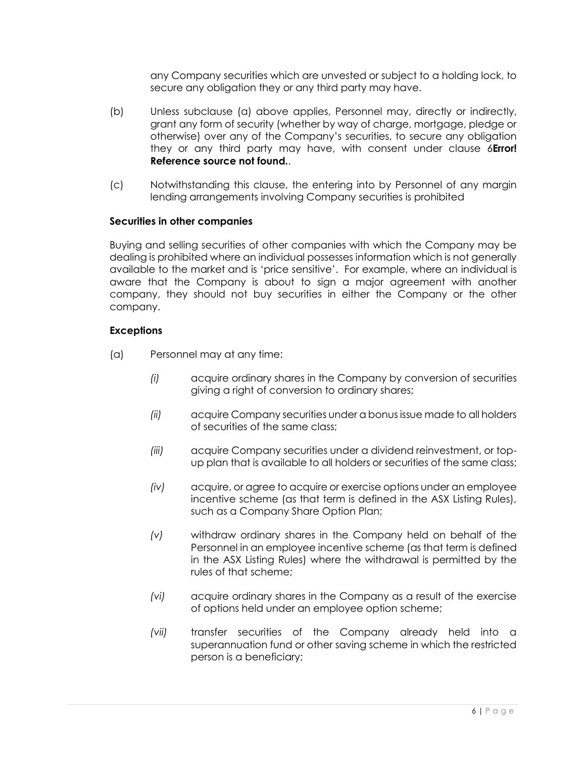any Company securities which are unvested or subject to a holding lock, to secure any obligation they or any third party may have.

(b) Unless subclause (a) above applies, Personnel may, directly or indirectly, grant any form of security (whether by way of charge, mortgage, pledge or otherwise) over any of the Company's securities, to secure any obligation they or any third party may have, with consent under clause 6**Error! Reference source not found.**.

(c) Notwithstanding this clause, the entering into by Personnel of any margin lending arrangements involving Company securities is prohibited

**Securities in other companies**

Buying and selling securities of other companies with which the Company may be dealing is prohibited where an individual possesses information which is not generally available to the market and is 'price sensitive'. For example, where an individual is aware that the Company is about to sign a major agreement with another company, they should not buy securities in either the Company or the other company.

**Exceptions**

(a) Personnel may at any time:

*(i)* acquire ordinary shares in the Company by conversion of securities giving a right of conversion to ordinary shares;

*(ii)* acquire Company securities under a bonus issue made to all holders of securities of the same class;

*(iii)* acquire Company securities under a dividend reinvestment, or top-up plan that is available to all holders or securities of the same class;

*(iv)* acquire, or agree to acquire or exercise options under an employee incentive scheme (as that term is defined in the ASX Listing Rules), such as a Company Share Option Plan;

*(v)* withdraw ordinary shares in the Company held on behalf of the Personnel in an employee incentive scheme (as that term is defined in the ASX Listing Rules) where the withdrawal is permitted by the rules of that scheme;

*(vi)* acquire ordinary shares in the Company as a result of the exercise of options held under an employee option scheme;

*(vii)* transfer securities of the Company already held into a superannuation fund or other saving scheme in which the restricted person is a beneficiary;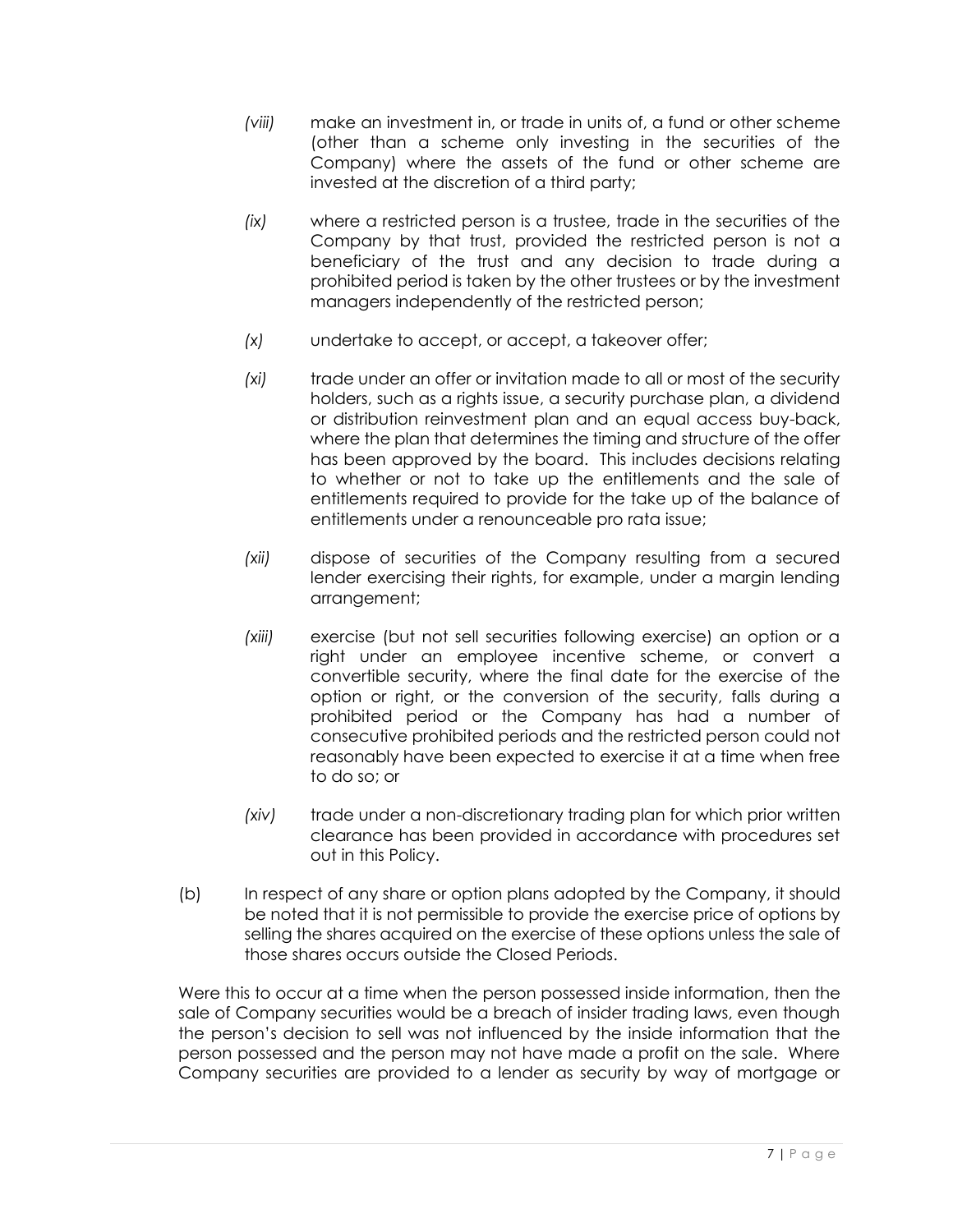*(viii)* make an investment in, or trade in units of, a fund or other scheme (other than a scheme only investing in the securities of the Company) where the assets of the fund or other scheme are invested at the discretion of a third party;

*(ix)* where a restricted person is a trustee, trade in the securities of the Company by that trust, provided the restricted person is not a beneficiary of the trust and any decision to trade during a prohibited period is taken by the other trustees or by the investment managers independently of the restricted person;

*(x)* undertake to accept, or accept, a takeover offer;

*(xi)* trade under an offer or invitation made to all or most of the security holders, such as a rights issue, a security purchase plan, a dividend or distribution reinvestment plan and an equal access buy-back, where the plan that determines the timing and structure of the offer has been approved by the board. This includes decisions relating to whether or not to take up the entitlements and the sale of entitlements required to provide for the take up of the balance of entitlements under a renounceable pro rata issue;

*(xii)* dispose of securities of the Company resulting from a secured lender exercising their rights, for example, under a margin lending arrangement;

*(xiii)* exercise (but not sell securities following exercise) an option or a right under an employee incentive scheme, or convert a convertible security, where the final date for the exercise of the option or right, or the conversion of the security, falls during a prohibited period or the Company has had a number of consecutive prohibited periods and the restricted person could not reasonably have been expected to exercise it at a time when free to do so; or

*(xiv)* trade under a non-discretionary trading plan for which prior written clearance has been provided in accordance with procedures set out in this Policy.

(b) In respect of any share or option plans adopted by the Company, it should be noted that it is not permissible to provide the exercise price of options by selling the shares acquired on the exercise of these options unless the sale of those shares occurs outside the Closed Periods.

Were this to occur at a time when the person possessed inside information, then the sale of Company securities would be a breach of insider trading laws, even though the person's decision to sell was not influenced by the inside information that the person possessed and the person may not have made a profit on the sale. Where Company securities are provided to a lender as security by way of mortgage or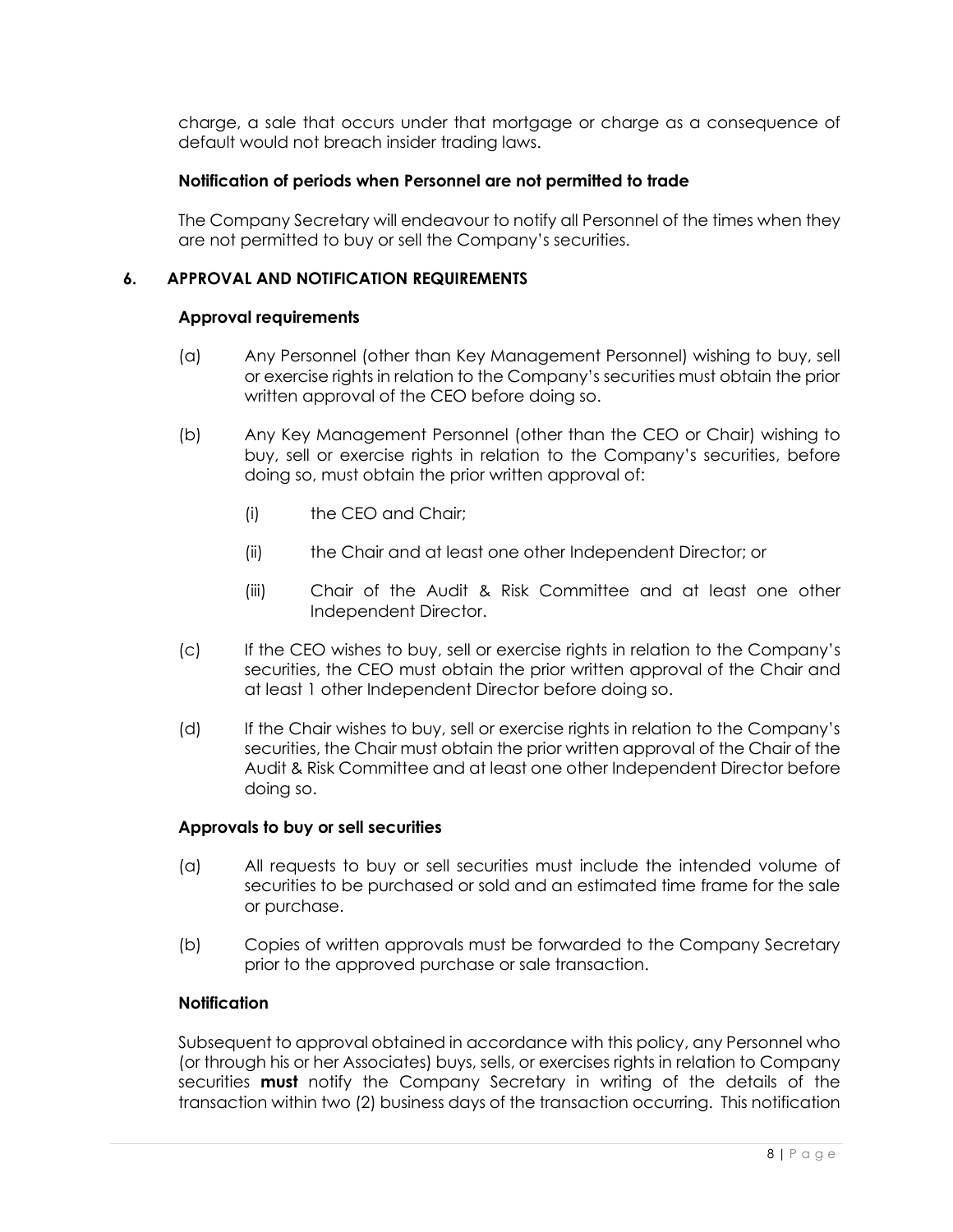charge, a sale that occurs under that mortgage or charge as a consequence of default would not breach insider trading laws.

**Notification of periods when Personnel are not permitted to trade**

The Company Secretary will endeavour to notify all Personnel of the times when they are not permitted to buy or sell the Company's securities.

## 6. APPROVAL AND NOTIFICATION REQUIREMENTS

**Approval requirements**

(a) Any Personnel (other than Key Management Personnel) wishing to buy, sell or exercise rights in relation to the Company's securities must obtain the prior written approval of the CEO before doing so.

(b) Any Key Management Personnel (other than the CEO or Chair) wishing to buy, sell or exercise rights in relation to the Company's securities, before doing so, must obtain the prior written approval of:

  (i) the CEO and Chair;

  (ii) the Chair and at least one other Independent Director; or

  (iii) Chair of the Audit & Risk Committee and at least one other Independent Director.

(c) If the CEO wishes to buy, sell or exercise rights in relation to the Company's securities, the CEO must obtain the prior written approval of the Chair and at least 1 other Independent Director before doing so.

(d) If the Chair wishes to buy, sell or exercise rights in relation to the Company's securities, the Chair must obtain the prior written approval of the Chair of the Audit & Risk Committee and at least one other Independent Director before doing so.

**Approvals to buy or sell securities**

(a) All requests to buy or sell securities must include the intended volume of securities to be purchased or sold and an estimated time frame for the sale or purchase.

(b) Copies of written approvals must be forwarded to the Company Secretary prior to the approved purchase or sale transaction.

**Notification**

Subsequent to approval obtained in accordance with this policy, any Personnel who (or through his or her Associates) buys, sells, or exercises rights in relation to Company securities **must** notify the Company Secretary in writing of the details of the transaction within two (2) business days of the transaction occurring. This notification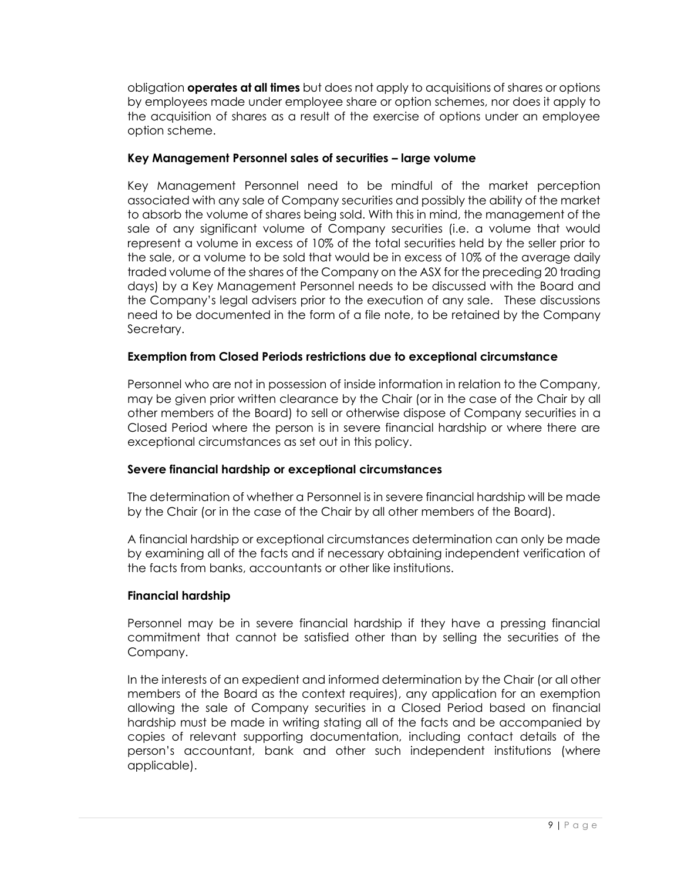obligation **operates at all times** but does not apply to acquisitions of shares or options by employees made under employee share or option schemes, nor does it apply to the acquisition of shares as a result of the exercise of options under an employee option scheme.

**Key Management Personnel sales of securities – large volume**

Key Management Personnel need to be mindful of the market perception associated with any sale of Company securities and possibly the ability of the market to absorb the volume of shares being sold. With this in mind, the management of the sale of any significant volume of Company securities (i.e. a volume that would represent a volume in excess of 10% of the total securities held by the seller prior to the sale, or a volume to be sold that would be in excess of 10% of the average daily traded volume of the shares of the Company on the ASX for the preceding 20 trading days) by a Key Management Personnel needs to be discussed with the Board and the Company's legal advisers prior to the execution of any sale. These discussions need to be documented in the form of a file note, to be retained by the Company Secretary.

**Exemption from Closed Periods restrictions due to exceptional circumstance**

Personnel who are not in possession of inside information in relation to the Company, may be given prior written clearance by the Chair (or in the case of the Chair by all other members of the Board) to sell or otherwise dispose of Company securities in a Closed Period where the person is in severe financial hardship or where there are exceptional circumstances as set out in this policy.

**Severe financial hardship or exceptional circumstances**

The determination of whether a Personnel is in severe financial hardship will be made by the Chair (or in the case of the Chair by all other members of the Board).

A financial hardship or exceptional circumstances determination can only be made by examining all of the facts and if necessary obtaining independent verification of the facts from banks, accountants or other like institutions.

**Financial hardship**

Personnel may be in severe financial hardship if they have a pressing financial commitment that cannot be satisfied other than by selling the securities of the Company.

In the interests of an expedient and informed determination by the Chair (or all other members of the Board as the context requires), any application for an exemption allowing the sale of Company securities in a Closed Period based on financial hardship must be made in writing stating all of the facts and be accompanied by copies of relevant supporting documentation, including contact details of the person's accountant, bank and other such independent institutions (where applicable).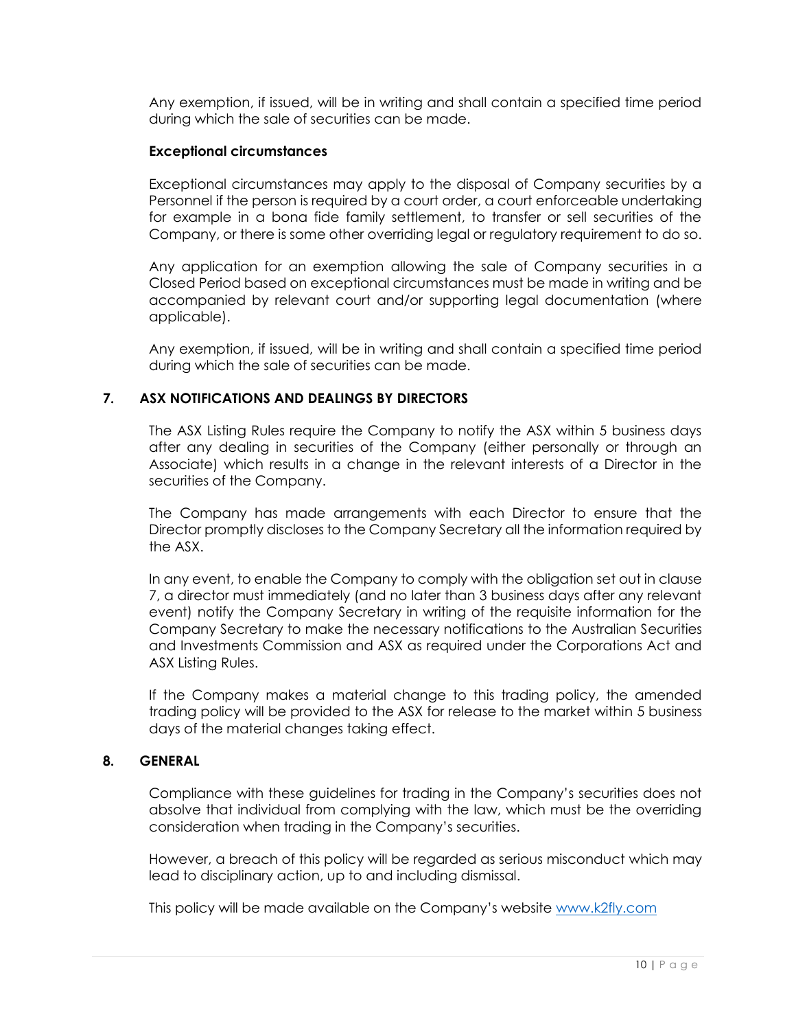Any exemption, if issued, will be in writing and shall contain a specified time period during which the sale of securities can be made.

**Exceptional circumstances**

Exceptional circumstances may apply to the disposal of Company securities by a Personnel if the person is required by a court order, a court enforceable undertaking for example in a bona fide family settlement, to transfer or sell securities of the Company, or there is some other overriding legal or regulatory requirement to do so.

Any application for an exemption allowing the sale of Company securities in a Closed Period based on exceptional circumstances must be made in writing and be accompanied by relevant court and/or supporting legal documentation (where applicable).

Any exemption, if issued, will be in writing and shall contain a specified time period during which the sale of securities can be made.

## 7. ASX NOTIFICATIONS AND DEALINGS BY DIRECTORS

The ASX Listing Rules require the Company to notify the ASX within 5 business days after any dealing in securities of the Company (either personally or through an Associate) which results in a change in the relevant interests of a Director in the securities of the Company.

The Company has made arrangements with each Director to ensure that the Director promptly discloses to the Company Secretary all the information required by the ASX.

In any event, to enable the Company to comply with the obligation set out in clause 7, a director must immediately (and no later than 3 business days after any relevant event) notify the Company Secretary in writing of the requisite information for the Company Secretary to make the necessary notifications to the Australian Securities and Investments Commission and ASX as required under the Corporations Act and ASX Listing Rules.

If the Company makes a material change to this trading policy, the amended trading policy will be provided to the ASX for release to the market within 5 business days of the material changes taking effect.

## 8. GENERAL

Compliance with these guidelines for trading in the Company's securities does not absolve that individual from complying with the law, which must be the overriding consideration when trading in the Company's securities.

However, a breach of this policy will be regarded as serious misconduct which may lead to disciplinary action, up to and including dismissal.

This policy will be made available on the Company's website [www.k2fly.com](http://www.k2fly.com)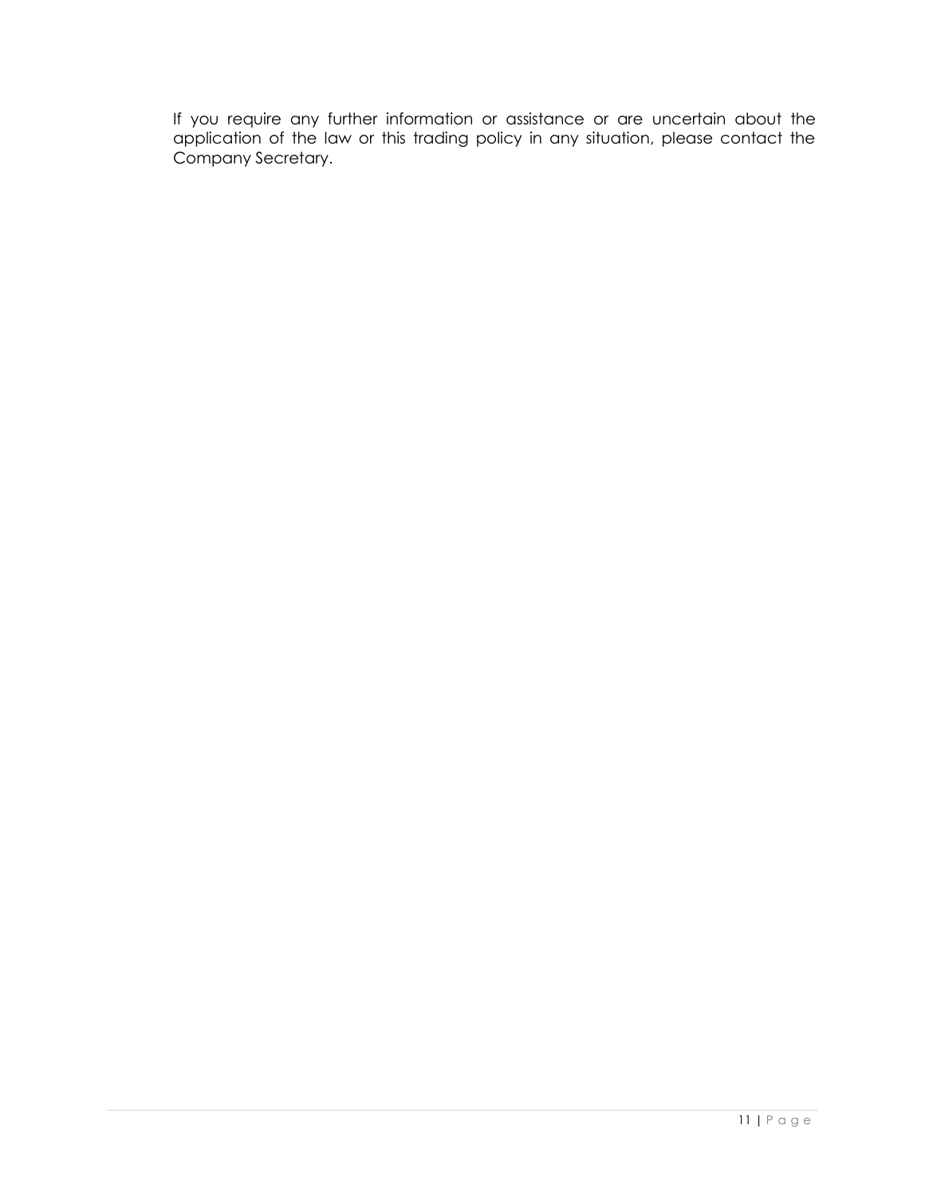If you require any further information or assistance or are uncertain about the application of the law or this trading policy in any situation, please contact the Company Secretary.